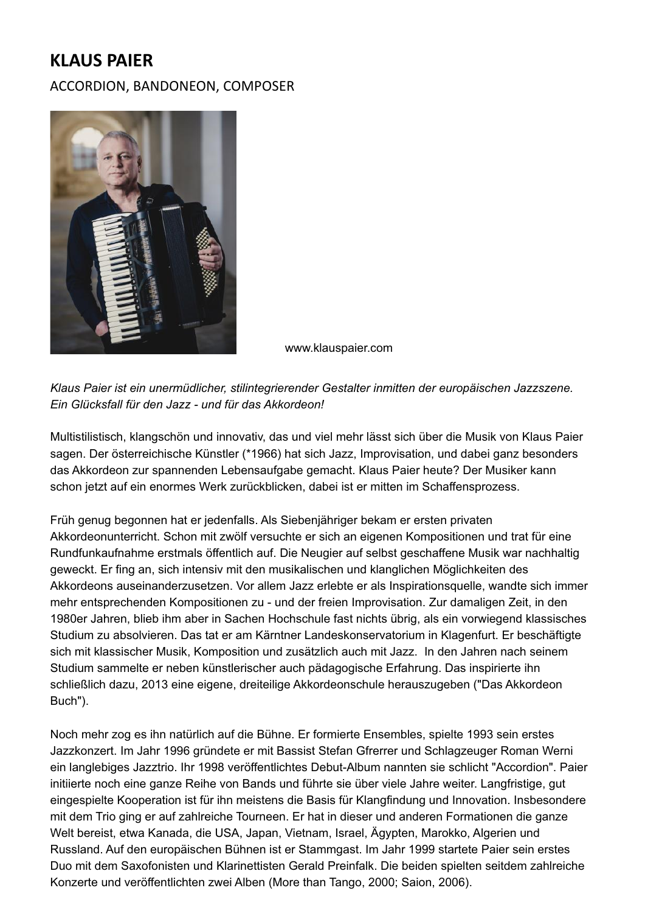# KLAUS PAIER

ACCORDION, BANDONEON, COMPOSER

www.klauspaier.com

*Klaus Paier ist ein unermüdlicher, stilintegrierender Gestalter inmitten der europäischen Jazzszene. Ein Glücksfall für den Jazz - und für das Akkordeon!*

Multistilistisch, klangschön und innovativ, das und viel mehr lässt sich über die Musik von Klaus Paier sagen. Der österreichische Künstler (*1966) hat sich Jazz, Improvisation, und dabei ganz besonders das Akkordeon zur spannenden Lebensaufgabe gemacht. Klaus Paier heute? Der Musiker kann schon jetzt auf ein enormes Werk zurückblicken, dabei ist er mitten im Schaffensprozess.

Früh genug begonnen hat er jedenfalls. Als Siebenjähriger bekam er ersten privaten Akkordeonunterricht. Schon mit zwölf versuchte er sich an eigenen Kompositionen und trat für eine Rundfunkaufnahme erstmals öffentlich auf. Die Neugier auf selbst geschaffene Musik war nachhaltig geweckt. Er fing an, sich intensiv mit den musikalischen und klanglichen Möglichkeiten des Akkordeons auseinanderzusetzen. Vor allem Jazz erlebte er als Inspirationsquelle, wandte sich immer mehr entsprechenden Kompositionen zu - und der freien Improvisation. Zur damaligen Zeit, in den 1980er Jahren, blieb ihm aber in Sachen Hochschule fast nichts übrig, als ein vorwiegend klassisches Studium zu absolvieren. Das tat er am Kärntner Landeskonservatorium in Klagenfurt. Er beschäftigte sich mit klassischer Musik, Komposition und zusätzlich auch mit Jazz. In den Jahren nach seinem Studium sammelte er neben künstlerischer auch pädagogische Erfahrung. Das inspirierte ihn schließlich dazu, 2013 eine eigene, dreiteilige Akkordeonschule herauszugeben ("Das Akkordeon Buch").

Noch mehr zog es ihn natürlich auf die Bühne. Er formierte Ensembles, spielte 1993 sein erstes Jazzkonzert. Im Jahr 1996 gründete er mit Bassist Stefan Gfrerrer und Schlagzeuger Roman Werni ein langlebiges Jazztrio. Ihr 1998 veröffentlichtes Debut-Album nannten sie schlicht "Accordion". Paier initiierte noch eine ganze Reihe von Bands und führte sie über viele Jahre weiter. Langfristige, gut eingespielte Kooperation ist für ihn meistens die Basis für Klangfindung und Innovation. Insbesondere mit dem Trio ging er auf zahlreiche Tourneen. Er hat in dieser und anderen Formationen die ganze Welt bereist, etwa Kanada, die USA, Japan, Vietnam, Israel, Ägypten, Marokko, Algerien und Russland. Auf den europäischen Bühnen ist er Stammgast. Im Jahr 1999 startete Paier sein erstes Duo mit dem Saxofonisten und Klarinettisten Gerald Preinfalk. Die beiden spielten seitdem zahlreiche Konzerte und veröffentlichten zwei Alben (More than Tango, 2000; Saion, 2006).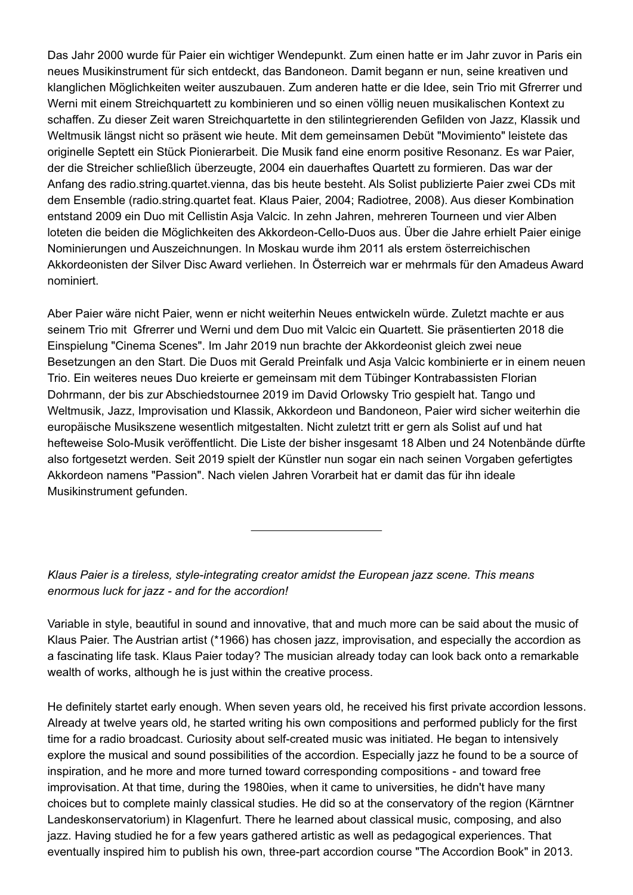Das Jahr 2000 wurde für Paier ein wichtiger Wendepunkt. Zum einen hatte er im Jahr zuvor in Paris ein neues Musikinstrument für sich entdeckt, das Bandoneon. Damit begann er nun, seine kreativen und klanglichen Möglichkeiten weiter auszubauen. Zum anderen hatte er die Idee, sein Trio mit Gfrerrer und Werni mit einem Streichquartett zu kombinieren und so einen völlig neuen musikalischen Kontext zu schaffen. Zu dieser Zeit waren Streichquartette in den stilintegrierenden Gefilden von Jazz, Klassik und Weltmusik längst nicht so präsent wie heute. Mit dem gemeinsamen Debüt "Movimiento" leistete das originelle Septett ein Stück Pionierarbeit. Die Musik fand eine enorm positive Resonanz. Es war Paier, der die Streicher schließlich überzeugte, 2004 ein dauerhaftes Quartett zu formieren. Das war der Anfang des radio.string.quartet.vienna, das bis heute besteht. Als Solist publizierte Paier zwei CDs mit dem Ensemble (radio.string.quartet feat. Klaus Paier, 2004; Radiotree, 2008). Aus dieser Kombination entstand 2009 ein Duo mit Cellistin Asja Valcic. In zehn Jahren, mehreren Tourneen und vier Alben loteten die beiden die Möglichkeiten des Akkordeon-Cello-Duos aus. Über die Jahre erhielt Paier einige Nominierungen und Auszeichnungen. In Moskau wurde ihm 2011 als erstem österreichischen Akkordeonisten der Silver Disc Award verliehen. In Österreich war er mehrmals für den Amadeus Award nominiert.

Aber Paier wäre nicht Paier, wenn er nicht weiterhin Neues entwickeln würde. Zuletzt machte er aus seinem Trio mit Gfrerrer und Werni und dem Duo mit Valcic ein Quartett. Sie präsentierten 2018 die Einspielung "Cinema Scenes". Im Jahr 2019 nun brachte der Akkordeonist gleich zwei neue Besetzungen an den Start. Die Duos mit Gerald Preinfalk und Asja Valcic kombinierte er in einem neuen Trio. Ein weiteres neues Duo kreierte er gemeinsam mit dem Tübinger Kontrabassisten Florian Dohrmann, der bis zur Abschiedstournee 2019 im David Orlowsky Trio gespielt hat. Tango und Weltmusik, Jazz, Improvisation und Klassik, Akkordeon und Bandoneon, Paier wird sicher weiterhin die europäische Musikszene wesentlich mitgestalten. Nicht zuletzt tritt er gern als Solist auf und hat hefteweise Solo-Musik veröffentlicht. Die Liste der bisher insgesamt 18 Alben und 24 Notenbände dürfte also fortgesetzt werden. Seit 2019 spielt der Künstler nun sogar ein nach seinen Vorgaben gefertigtes Akkordeon namens "Passion". Nach vielen Jahren Vorarbeit hat er damit das für ihn ideale Musikinstrument gefunden.

---

*Klaus Paier is a tireless, style-integrating creator amidst the European jazz scene. This means enormous luck for jazz - and for the accordion!*

Variable in style, beautiful in sound and innovative, that and much more can be said about the music of Klaus Paier. The Austrian artist (*1966) has chosen jazz, improvisation, and especially the accordion as a fascinating life task. Klaus Paier today? The musician already today can look back onto a remarkable wealth of works, although he is just within the creative process.

He definitely startet early enough. When seven years old, he received his first private accordion lessons. Already at twelve years old, he started writing his own compositions and performed publicly for the first time for a radio broadcast. Curiosity about self-created music was initiated. He began to intensively explore the musical and sound possibilities of the accordion. Especially jazz he found to be a source of inspiration, and he more and more turned toward corresponding compositions - and toward free improvisation. At that time, during the 1980ies, when it came to universities, he didn't have many choices but to complete mainly classical studies. He did so at the conservatory of the region (Kärntner Landeskonservatorium) in Klagenfurt. There he learned about classical music, composing, and also jazz. Having studied he for a few years gathered artistic as well as pedagogical experiences. That eventually inspired him to publish his own, three-part accordion course "The Accordion Book" in 2013.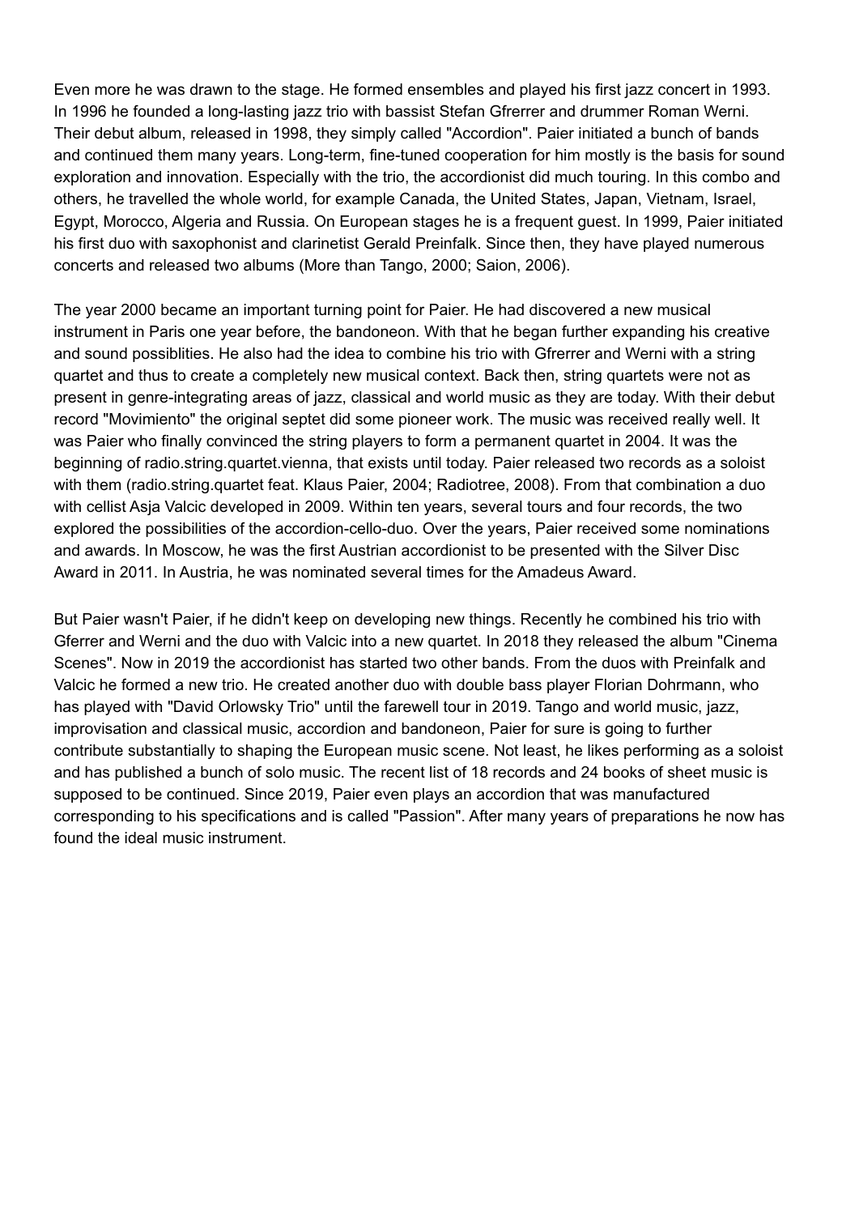Even more he was drawn to the stage. He formed ensembles and played his first jazz concert in 1993. In 1996 he founded a long-lasting jazz trio with bassist Stefan Gfrerrer and drummer Roman Werni. Their debut album, released in 1998, they simply called "Accordion". Paier initiated a bunch of bands and continued them many years. Long-term, fine-tuned cooperation for him mostly is the basis for sound exploration and innovation. Especially with the trio, the accordionist did much touring. In this combo and others, he travelled the whole world, for example Canada, the United States, Japan, Vietnam, Israel, Egypt, Morocco, Algeria and Russia. On European stages he is a frequent guest. In 1999, Paier initiated his first duo with saxophonist and clarinetist Gerald Preinfalk. Since then, they have played numerous concerts and released two albums (More than Tango, 2000; Saion, 2006).

The year 2000 became an important turning point for Paier. He had discovered a new musical instrument in Paris one year before, the bandoneon. With that he began further expanding his creative and sound possiblities. He also had the idea to combine his trio with Gfrerrer and Werni with a string quartet and thus to create a completely new musical context. Back then, string quartets were not as present in genre-integrating areas of jazz, classical and world music as they are today. With their debut record "Movimiento" the original septet did some pioneer work. The music was received really well. It was Paier who finally convinced the string players to form a permanent quartet in 2004. It was the beginning of radio.string.quartet.vienna, that exists until today. Paier released two records as a soloist with them (radio.string.quartet feat. Klaus Paier, 2004; Radiotree, 2008). From that combination a duo with cellist Asja Valcic developed in 2009. Within ten years, several tours and four records, the two explored the possibilities of the accordion-cello-duo. Over the years, Paier received some nominations and awards. In Moscow, he was the first Austrian accordionist to be presented with the Silver Disc Award in 2011. In Austria, he was nominated several times for the Amadeus Award.

But Paier wasn't Paier, if he didn't keep on developing new things. Recently he combined his trio with Gferrer and Werni and the duo with Valcic into a new quartet. In 2018 they released the album "Cinema Scenes". Now in 2019 the accordionist has started two other bands. From the duos with Preinfalk and Valcic he formed a new trio. He created another duo with double bass player Florian Dohrmann, who has played with "David Orlowsky Trio" until the farewell tour in 2019. Tango and world music, jazz, improvisation and classical music, accordion and bandoneon, Paier for sure is going to further contribute substantially to shaping the European music scene. Not least, he likes performing as a soloist and has published a bunch of solo music. The recent list of 18 records and 24 books of sheet music is supposed to be continued. Since 2019, Paier even plays an accordion that was manufactured corresponding to his specifications and is called "Passion". After many years of preparations he now has found the ideal music instrument.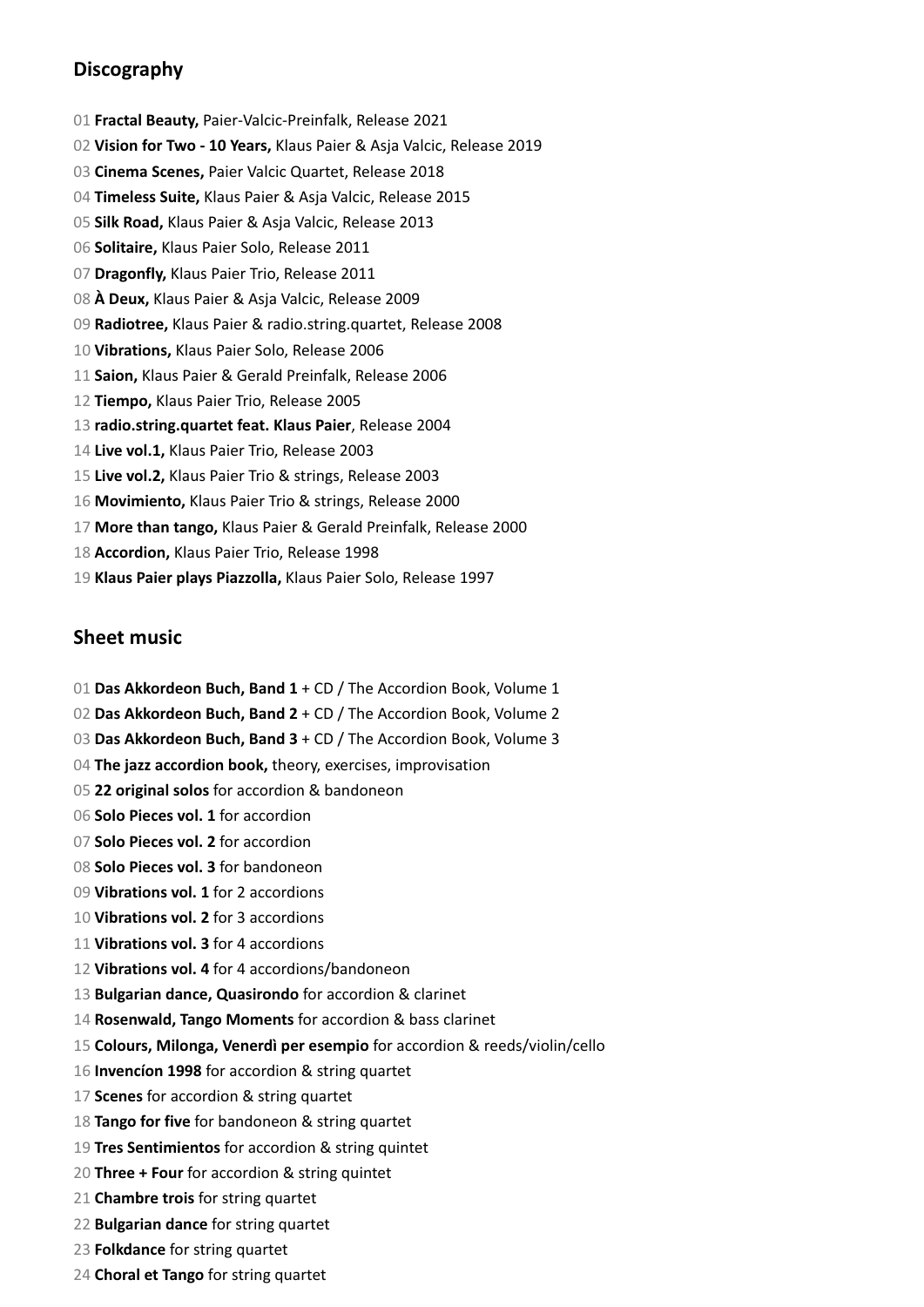## Discography

01 **Fractal Beauty,** Paier-Valcic-Preinfalk, Release 2021
02 **Vision for Two - 10 Years,** Klaus Paier & Asja Valcic, Release 2019
03 **Cinema Scenes,** Paier Valcic Quartet, Release 2018
04 **Timeless Suite,** Klaus Paier & Asja Valcic, Release 2015
05 **Silk Road,** Klaus Paier & Asja Valcic, Release 2013
06 **Solitaire,** Klaus Paier Solo, Release 2011
07 **Dragonfly,** Klaus Paier Trio, Release 2011
08 **À Deux,** Klaus Paier & Asja Valcic, Release 2009
09 **Radiotree,** Klaus Paier & radio.string.quartet, Release 2008
10 **Vibrations,** Klaus Paier Solo, Release 2006
11 **Saion,** Klaus Paier & Gerald Preinfalk, Release 2006
12 **Tiempo,** Klaus Paier Trio, Release 2005
13 **radio.string.quartet feat. Klaus Paier**, Release 2004
14 **Live vol.1,** Klaus Paier Trio, Release 2003
15 **Live vol.2,** Klaus Paier Trio & strings, Release 2003
16 **Movimiento,** Klaus Paier Trio & strings, Release 2000
17 **More than tango,** Klaus Paier & Gerald Preinfalk, Release 2000
18 **Accordion,** Klaus Paier Trio, Release 1998
19 **Klaus Paier plays Piazzolla,** Klaus Paier Solo, Release 1997

## Sheet music

01 **Das Akkordeon Buch, Band 1** + CD / The Accordion Book, Volume 1
02 **Das Akkordeon Buch, Band 2** + CD / The Accordion Book, Volume 2
03 **Das Akkordeon Buch, Band 3** + CD / The Accordion Book, Volume 3
04 **The jazz accordion book,** theory, exercises, improvisation
05 **22 original solos** for accordion & bandoneon
06 **Solo Pieces vol. 1** for accordion
07 **Solo Pieces vol. 2** for accordion
08 **Solo Pieces vol. 3** for bandoneon
09 **Vibrations vol. 1** for 2 accordions
10 **Vibrations vol. 2** for 3 accordions
11 **Vibrations vol. 3** for 4 accordions
12 **Vibrations vol. 4** for 4 accordions/bandoneon
13 **Bulgarian dance, Quasirondo** for accordion & clarinet
14 **Rosenwald, Tango Moments** for accordion & bass clarinet
15 **Colours, Milonga, Venerdì per esempio** for accordion & reeds/violin/cello
16 **Invencíon 1998** for accordion & string quartet
17 **Scenes** for accordion & string quartet
18 **Tango for five** for bandoneon & string quartet
19 **Tres Sentimientos** for accordion & string quintet
20 **Three + Four** for accordion & string quintet
21 **Chambre trois** for string quartet
22 **Bulgarian dance** for string quartet
23 **Folkdance** for string quartet
24 **Choral et Tango** for string quartet